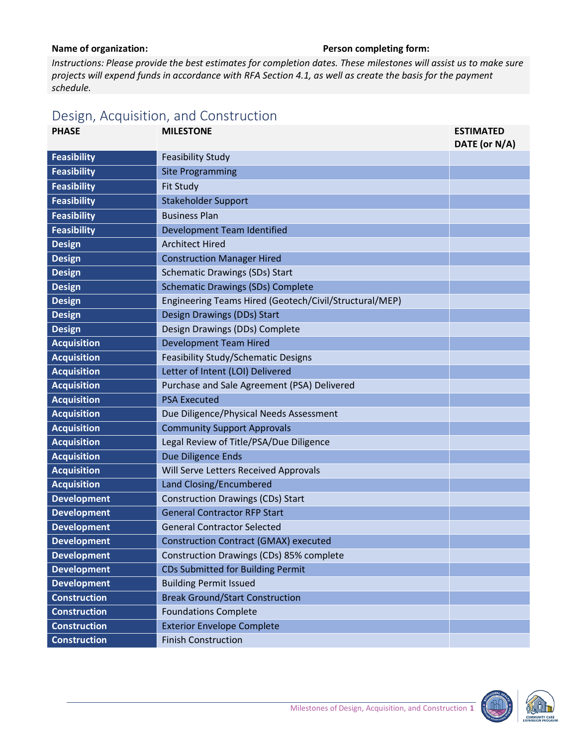**Name of organization:** **Person completing form:**

*Instructions: Please provide the best estimates for completion dates. These milestones will assist us to make sure projects will expend funds in accordance with RFA Section 4.1, as well as create the basis for the payment schedule.*

## Design, Acquisition, and Construction

| PHASE | MILESTONE | ESTIMATED DATE (or N/A) |
|---|---|---|
| Feasibility | Feasibility Study | |
| Feasibility | Site Programming | |
| Feasibility | Fit Study | |
| Feasibility | Stakeholder Support | |
| Feasibility | Business Plan | |
| Feasibility | Development Team Identified | |
| Design | Architect Hired | |
| Design | Construction Manager Hired | |
| Design | Schematic Drawings (SDs) Start | |
| Design | Schematic Drawings (SDs) Complete | |
| Design | Engineering Teams Hired (Geotech/Civil/Structural/MEP) | |
| Design | Design Drawings (DDs) Start | |
| Design | Design Drawings (DDs) Complete | |
| Acquisition | Development Team Hired | |
| Acquisition | Feasibility Study/Schematic Designs | |
| Acquisition | Letter of Intent (LOI) Delivered | |
| Acquisition | Purchase and Sale Agreement (PSA) Delivered | |
| Acquisition | PSA Executed | |
| Acquisition | Due Diligence/Physical Needs Assessment | |
| Acquisition | Community Support Approvals | |
| Acquisition | Legal Review of Title/PSA/Due Diligence | |
| Acquisition | Due Diligence Ends | |
| Acquisition | Will Serve Letters Received Approvals | |
| Acquisition | Land Closing/Encumbered | |
| Development | Construction Drawings (CDs) Start | |
| Development | General Contractor RFP Start | |
| Development | General Contractor Selected | |
| Development | Construction Contract (GMAX) executed | |
| Development | Construction Drawings (CDs) 85% complete | |
| Development | CDs Submitted for Building Permit | |
| Development | Building Permit Issued | |
| Construction | Break Ground/Start Construction | |
| Construction | Foundations Complete | |
| Construction | Exterior Envelope Complete | |
| Construction | Finish Construction | |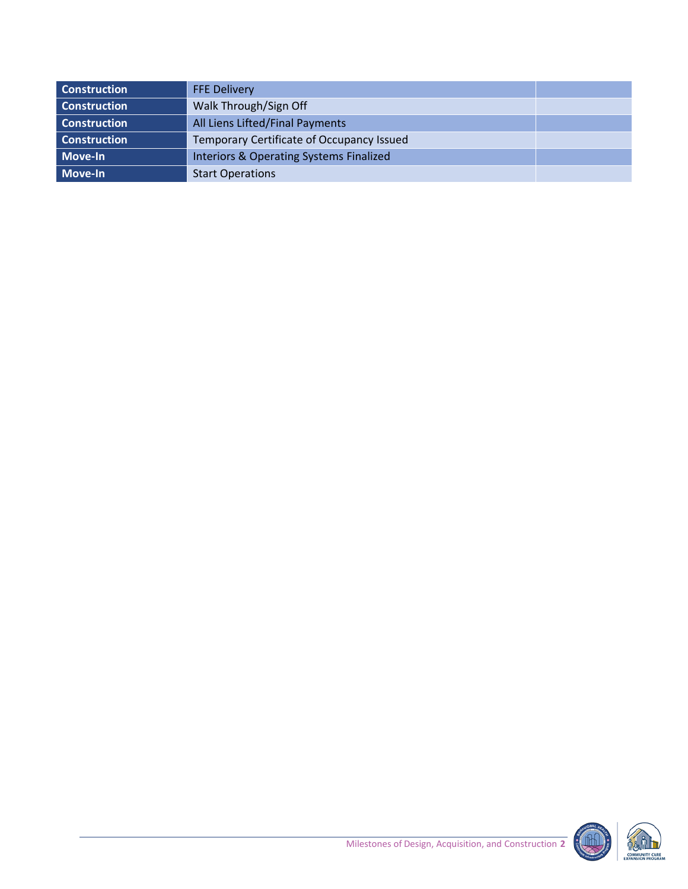| | | |
|---|---|---|
| **Construction** | FFE Delivery | |
| **Construction** | Walk Through/Sign Off | |
| **Construction** | All Liens Lifted/Final Payments | |
| **Construction** | Temporary Certificate of Occupancy Issued | |
| **Move-In** | Interiors & Operating Systems Finalized | |
| **Move-In** | Start Operations | |